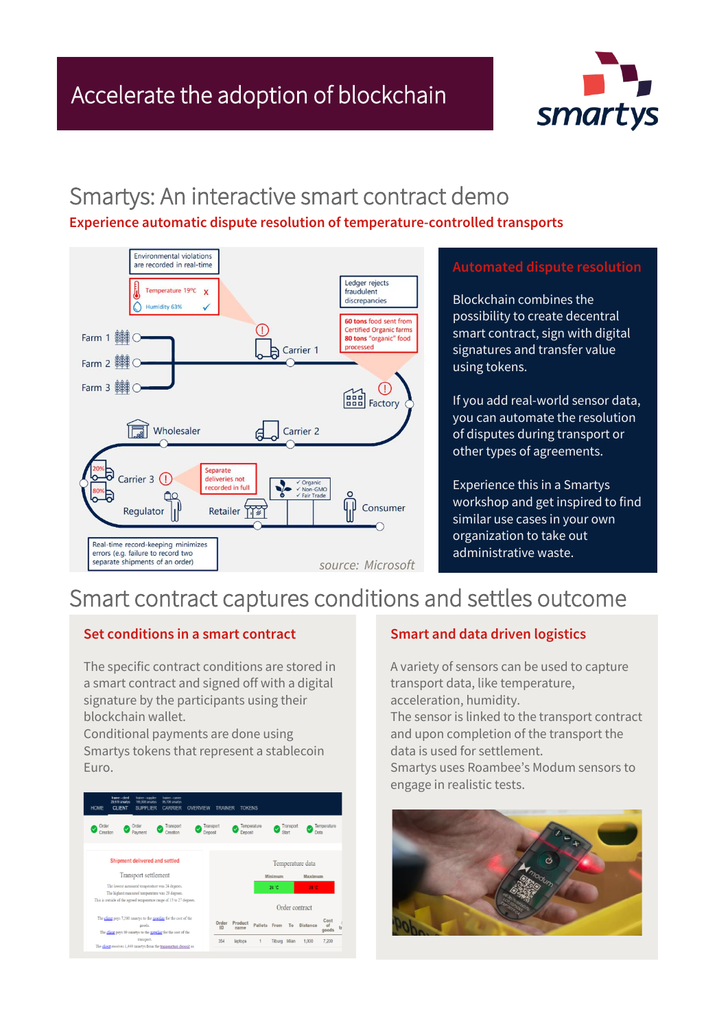# Accelerate the adoption of blockchain

## Smartys: An interactive smart contract demo

**Experience automatic dispute resolution of temperature-controlled transports**

Environmental violations are recorded in real-time

Temperature 19°C X
Humidity 63% ✓

Ledger rejects fraudulent discrepancies

60 tons food sent from Certified Organic farms
80 tons "organic" food processed

Farm 1
Farm 2
Farm 3
Carrier 1
Factory
Wholesaler
Carrier 2
Carrier 3
20%
80%
Separate deliveries not recorded in full
✓ Organic
✓ Non-GMO
✓ Fair Trade
Regulator
Retailer
Consumer

Real-time record-keeping minimizes errors (e.g. failure to record two separate shipments of an order)

*source: Microsoft*

### Automated dispute resolution

Blockchain combines the possibility to create decentral smart contract, sign with digital signatures and transfer value using tokens.

If you add real-world sensor data, you can automate the resolution of disputes during transport or other types of agreements.

Experience this in a Smartys workshop and get inspired to find similar use cases in your own organization to take out administrative waste.

## Smart contract captures conditions and settles outcome

### Set conditions in a smart contract

The specific contract conditions are stored in a smart contract and signed off with a digital signature by the participants using their blockchain wallet.
Conditional payments are done using Smartys tokens that represent a stablecoin Euro.

### Smart and data driven logistics

A variety of sensors can be used to capture transport data, like temperature, acceleration, humidity.
The sensor is linked to the transport contract and upon completion of the transport the data is used for settlement.
Smartys uses Roambee's Modum sensors to engage in realistic tests.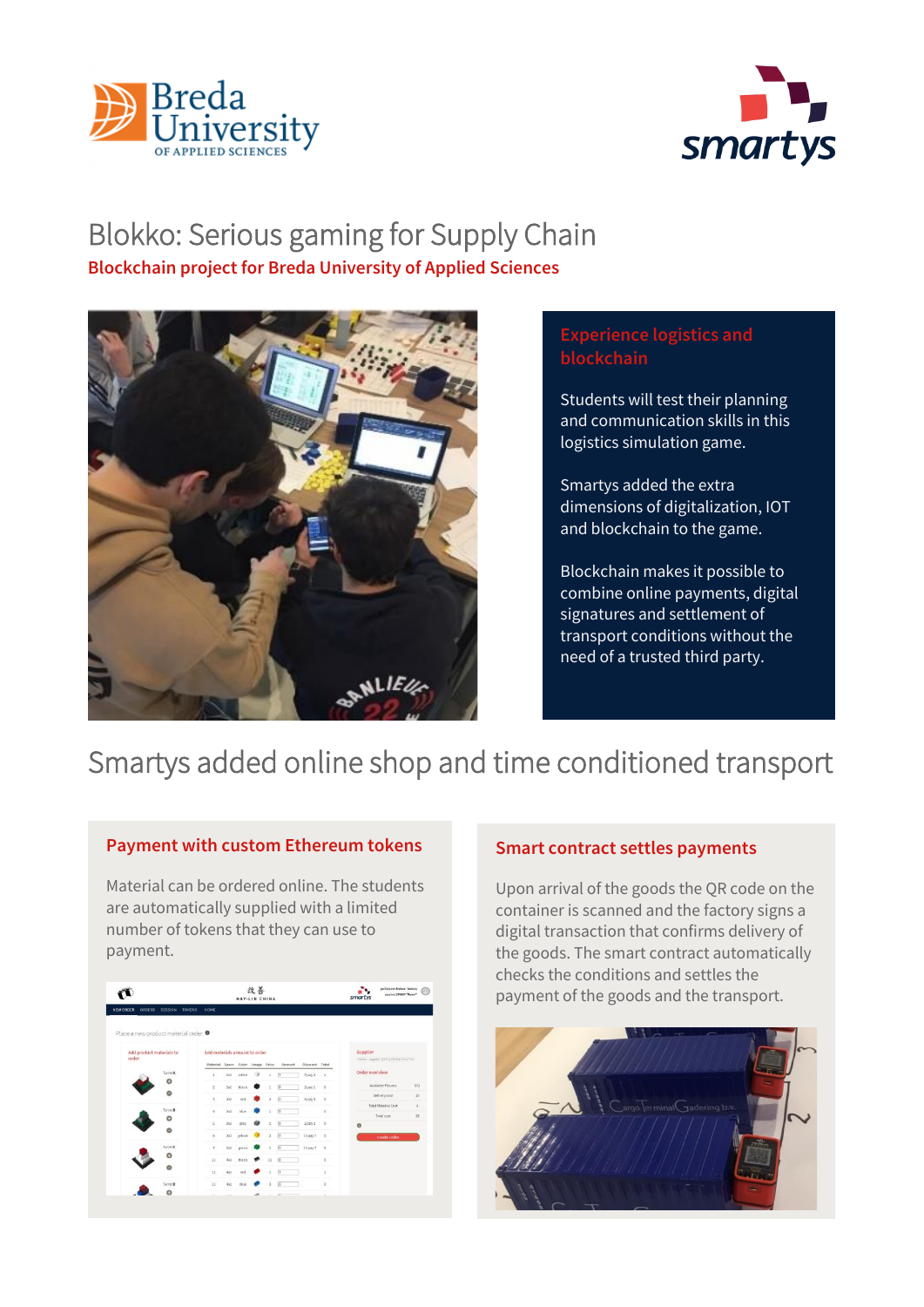# Blokko: Serious gaming for Supply Chain

**Blockchain project for Breda University of Applied Sciences**

### Experience logistics and blockchain

Students will test their planning and communication skills in this logistics simulation game.

Smartys added the extra dimensions of digitalization, IOT and blockchain to the game.

Blockchain makes it possible to combine online payments, digital signatures and settlement of transport conditions without the need of a trusted third party.

## Smartys added online shop and time conditioned transport

### Payment with custom Ethereum tokens

Material can be ordered online. The students are automatically supplied with a limited number of tokens that they can use to payment.

### Smart contract settles payments

Upon arrival of the goods the QR code on the container is scanned and the factory signs a digital transaction that confirms delivery of the goods. The smart contract automatically checks the conditions and settles the payment of the goods and the transport.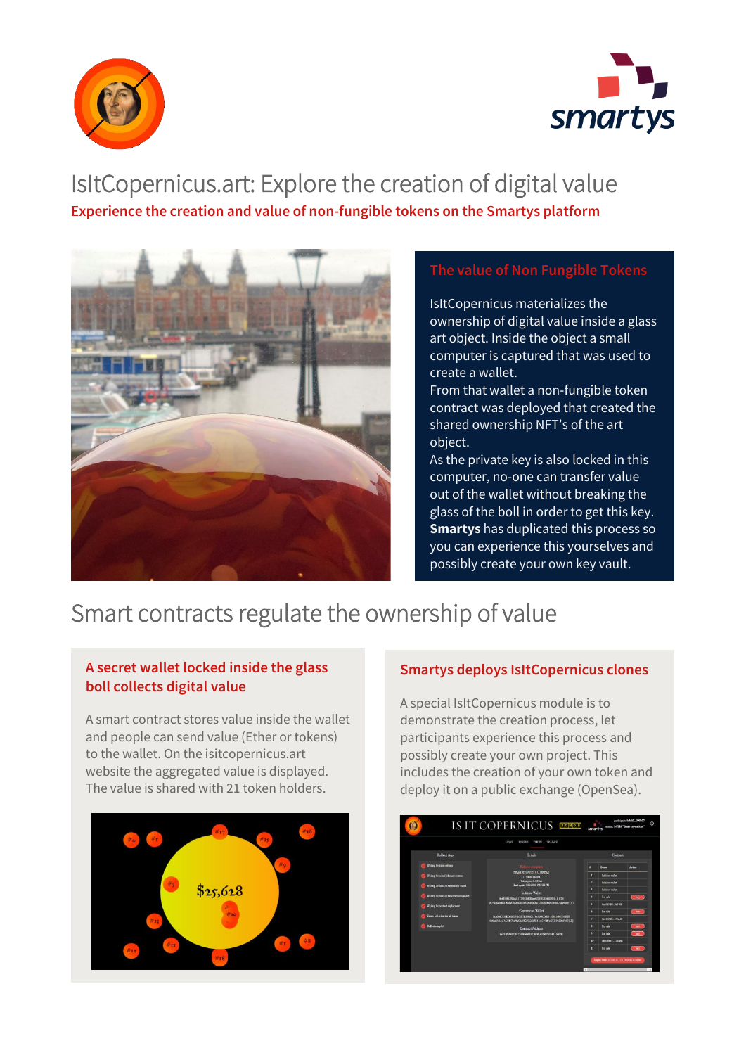# IsItCopernicus.art: Explore the creation of digital value

**Experience the creation and value of non-fungible tokens on the Smartys platform**

## The value of Non Fungible Tokens

IsItCopernicus materializes the ownership of digital value inside a glass art object. Inside the object a small computer is captured that was used to create a wallet.
From that wallet a non-fungible token contract was deployed that created the shared ownership NFT's of the art object.
As the private key is also locked in this computer, no-one can transfer value out of the wallet without breaking the glass of the boll in order to get this key.
**Smartys** has duplicated this process so you can experience this yourselves and possibly create your own key vault.

# Smart contracts regulate the ownership of value

### A secret wallet locked inside the glass boll collects digital value

A smart contract stores value inside the wallet and people can send value (Ether or tokens) to the wallet. On the isitcopernicus.art website the aggregated value is displayed. The value is shared with 21 token holders.

### Smartys deploys IsItCopernicus clones

A special IsItCopernicus module is to demonstrate the creation process, let participants experience this process and possibly create your own project. This includes the creation of your own token and deploy it on a public exchange (OpenSea).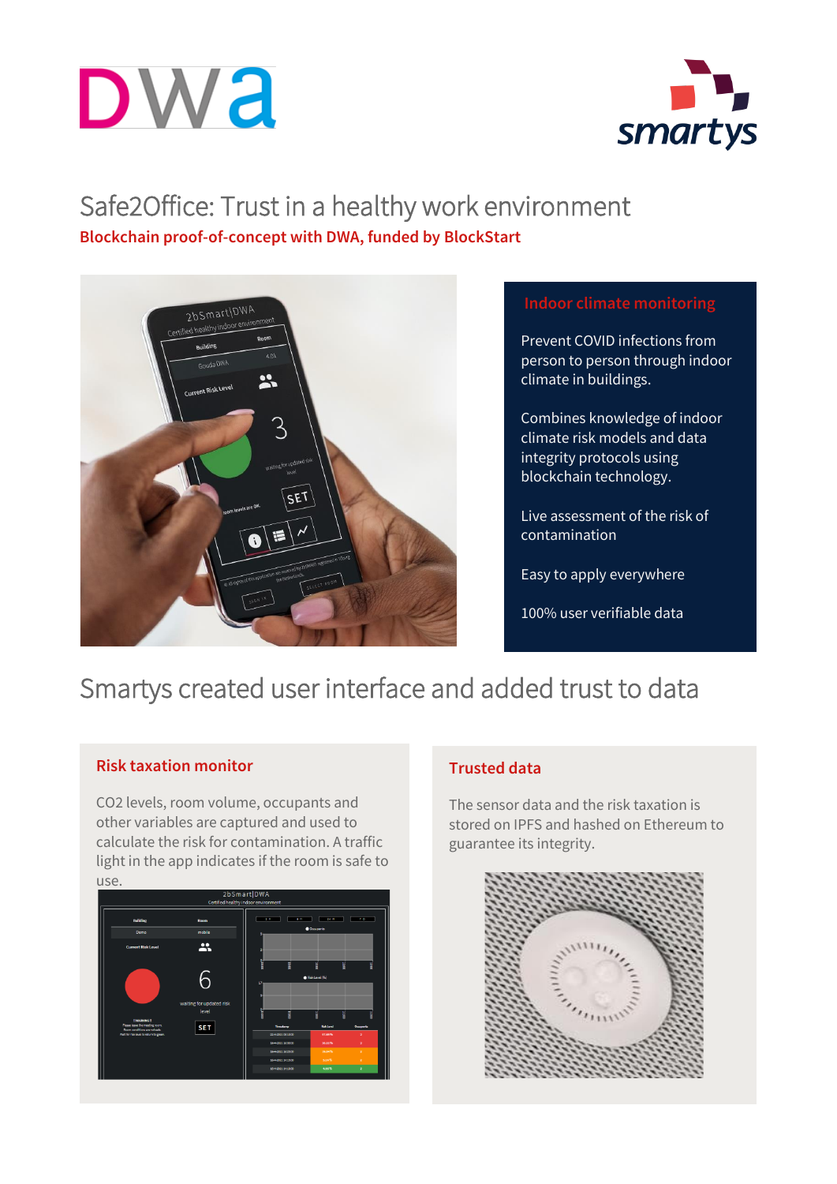# Safe2Office: Trust in a healthy work environment

**Blockchain proof-of-concept with DWA, funded by BlockStart**

### Indoor climate monitoring

Prevent COVID infections from person to person through indoor climate in buildings.

Combines knowledge of indoor climate risk models and data integrity protocols using blockchain technology.

Live assessment of the risk of contamination

Easy to apply everywhere

100% user verifiable data

## Smartys created user interface and added trust to data

### Risk taxation monitor

$CO_2$ levels, room volume, occupants and other variables are captured and used to calculate the risk for contamination. A traffic light in the app indicates if the room is safe to use.

### Trusted data

The sensor data and the risk taxation is stored on IPFS and hashed on Ethereum to guarantee its integrity.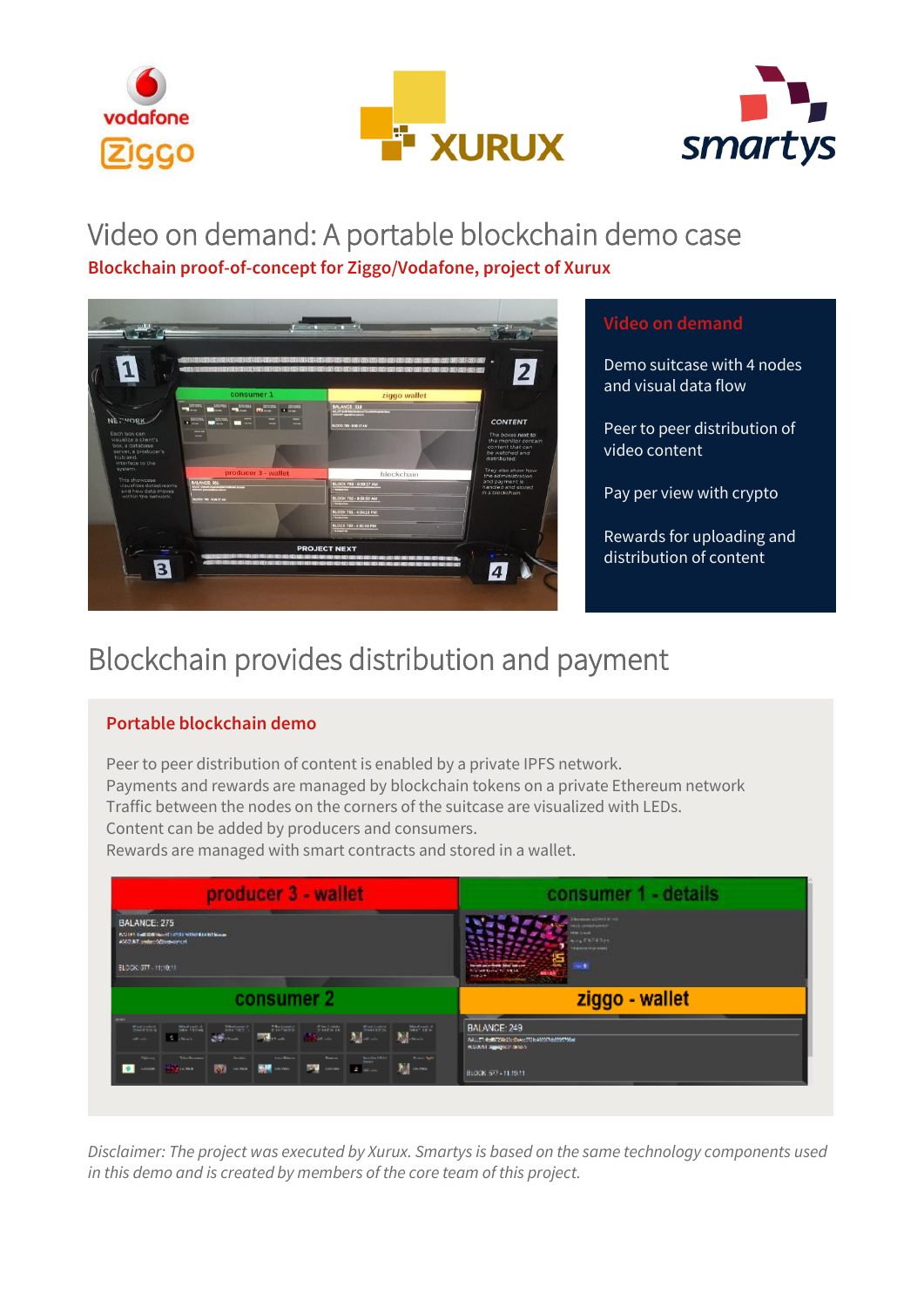# Video on demand: A portable blockchain demo case

**Blockchain proof-of-concept for Ziggo/Vodafone, project of Xurux**

**Video on demand**

Demo suitcase with 4 nodes and visual data flow

Peer to peer distribution of video content

Pay per view with crypto

Rewards for uploading and distribution of content

## Blockchain provides distribution and payment

### Portable blockchain demo

Peer to peer distribution of content is enabled by a private IPFS network.
Payments and rewards are managed by blockchain tokens on a private Ethereum network
Traffic between the nodes on the corners of the suitcase are visualized with LEDs.
Content can be added by producers and consumers.
Rewards are managed with smart contracts and stored in a wallet.

*Disclaimer: The project was executed by Xurux. Smartys is based on the same technology components used in this demo and is created by members of the core team of this project.*